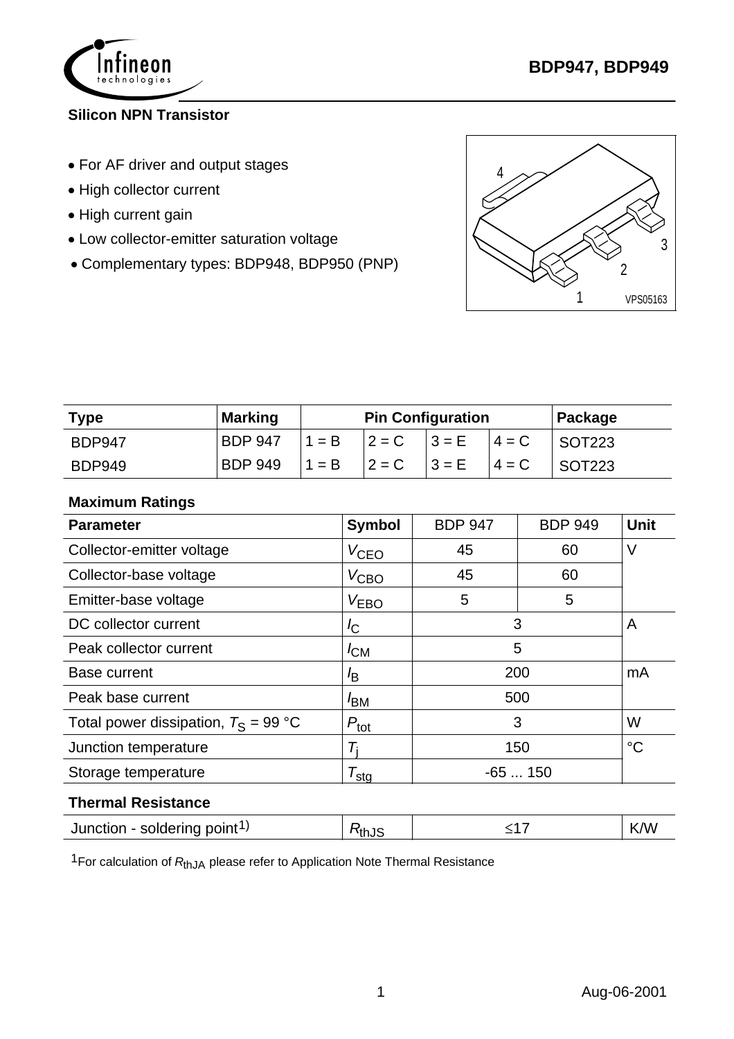# BDP947, BDP949

**Silicon NPN Transistor**

- For AF driver and output stages
- High collector current
- High current gain
- Low collector-emitter saturation voltage
- Complementary types: BDP948, BDP950 (PNP)

| Type | Marking | Pin Configuration | | | | Package |
|---|---|---|---|---|---|---|
| BDP947 | BDP 947 | 1 = B | 2 = C | 3 = E | 4 = C | SOT223 |
| BDP949 | BDP 949 | 1 = B | 2 = C | 3 = E | 4 = C | SOT223 |

**Maximum Ratings**

| Parameter | Symbol | BDP 947 | BDP 949 | Unit |
|---|---|---|---|---|
| Collector-emitter voltage | $V_{CEO}$ | 45 | 60 | V |
| Collector-base voltage | $V_{CBO}$ | 45 | 60 | |
| Emitter-base voltage | $V_{EBO}$ | 5 | 5 | |
| DC collector current | $I_C$ | 3 | | A |
| Peak collector current | $I_{CM}$ | 5 | | |
| Base current | $I_B$ | 200 | | mA |
| Peak base current | $I_{BM}$ | 500 | | |
| Total power dissipation, $T_S$ = 99 °C | $P_{tot}$ | 3 | | W |
| Junction temperature | $T_j$ | 150 | | °C |
| Storage temperature | $T_{stg}$ | -65 ... 150 | | |

**Thermal Resistance**

| Parameter | Symbol | Value | Unit |
|---|---|---|---|
| Junction - soldering point[1)] | $R_{thJS}$ | ≤17 | K/W |

[1]For calculation of $R_{thJA}$ please refer to Application Note Thermal Resistance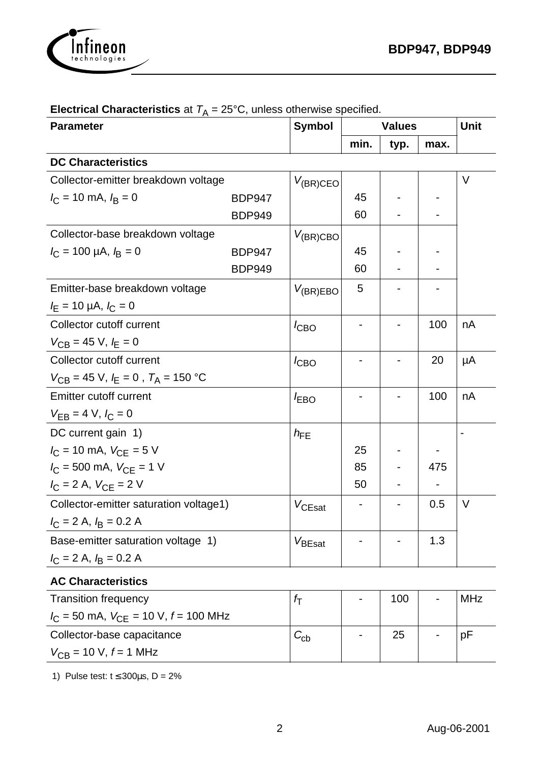**Electrical Characteristics** at $T_A$ = 25°C, unless otherwise specified.

| Parameter | | Symbol | Values | | | Unit |
|---|---|---|---|---|---|---|
| | | | min. | typ. | max. | |
| **DC Characteristics** | | | | | | |
| Collector-emitter breakdown voltage | | $V_{(BR)CEO}$ | | | | V |
| $I_C$ = 10 mA, $I_B$ = 0 | BDP947 | | 45 | - | - | |
| | BDP949 | | 60 | - | - | |
| Collector-base breakdown voltage | | $V_{(BR)CBO}$ | | | | |
| $I_C$ = 100 µA, $I_B$ = 0 | BDP947 | | 45 | - | - | |
| | BDP949 | | 60 | - | - | |
| Emitter-base breakdown voltage<br>$I_E$ = 10 µA, $I_C$ = 0 | | $V_{(BR)EBO}$ | 5 | - | - | |
| Collector cutoff current<br>$V_{CB}$ = 45 V, $I_E$ = 0 | | $I_{CBO}$ | - | - | 100 | nA |
| Collector cutoff current<br>$V_{CB}$ = 45 V, $I_E$ = 0 , $T_A$ = 150 °C | | $I_{CBO}$ | - | - | 20 | µA |
| Emitter cutoff current<br>$V_{EB}$ = 4 V, $I_C$ = 0 | | $I_{EBO}$ | - | - | 100 | nA |
| DC current gain 1) | | $h_{FE}$ | | | | - |
| $I_C$ = 10 mA, $V_{CE}$ = 5 V | | | 25 | - | - | |
| $I_C$ = 500 mA, $V_{CE}$ = 1 V | | | 85 | - | 475 | |
| $I_C$ = 2 A, $V_{CE}$ = 2 V | | | 50 | - | - | |
| Collector-emitter saturation voltage1)<br>$I_C$ = 2 A, $I_B$ = 0.2 A | | $V_{CEsat}$ | - | - | 0.5 | V |
| Base-emitter saturation voltage 1)<br>$I_C$ = 2 A, $I_B$ = 0.2 A | | $V_{BEsat}$ | - | - | 1.3 | |
| **AC Characteristics** | | | | | | |
| Transition frequency<br>$I_C$ = 50 mA, $V_{CE}$ = 10 V, $f$ = 100 MHz | | $f_T$ | - | 100 | - | MHz |
| Collector-base capacitance<br>$V_{CB}$ = 10 V, $f$ = 1 MHz | | $C_{cb}$ | - | 25 | - | pF |

1) Pulse test: t ≤ 300µs, D = 2%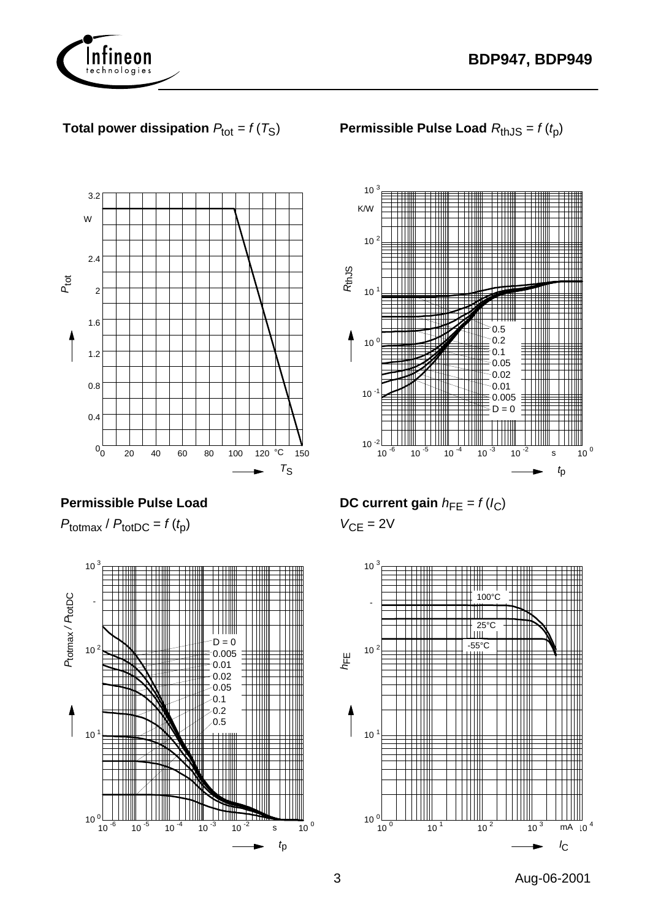**Total power dissipation** $P_{tot} = f(T_S)$

**Permissible Pulse Load** $R_{thJS} = f(t_p)$

**Permissible Pulse Load**

$P_{totmax} / P_{totDC} = f(t_p)$

**DC current gain** $h_{FE} = f(I_C)$

$V_{CE} = 2V$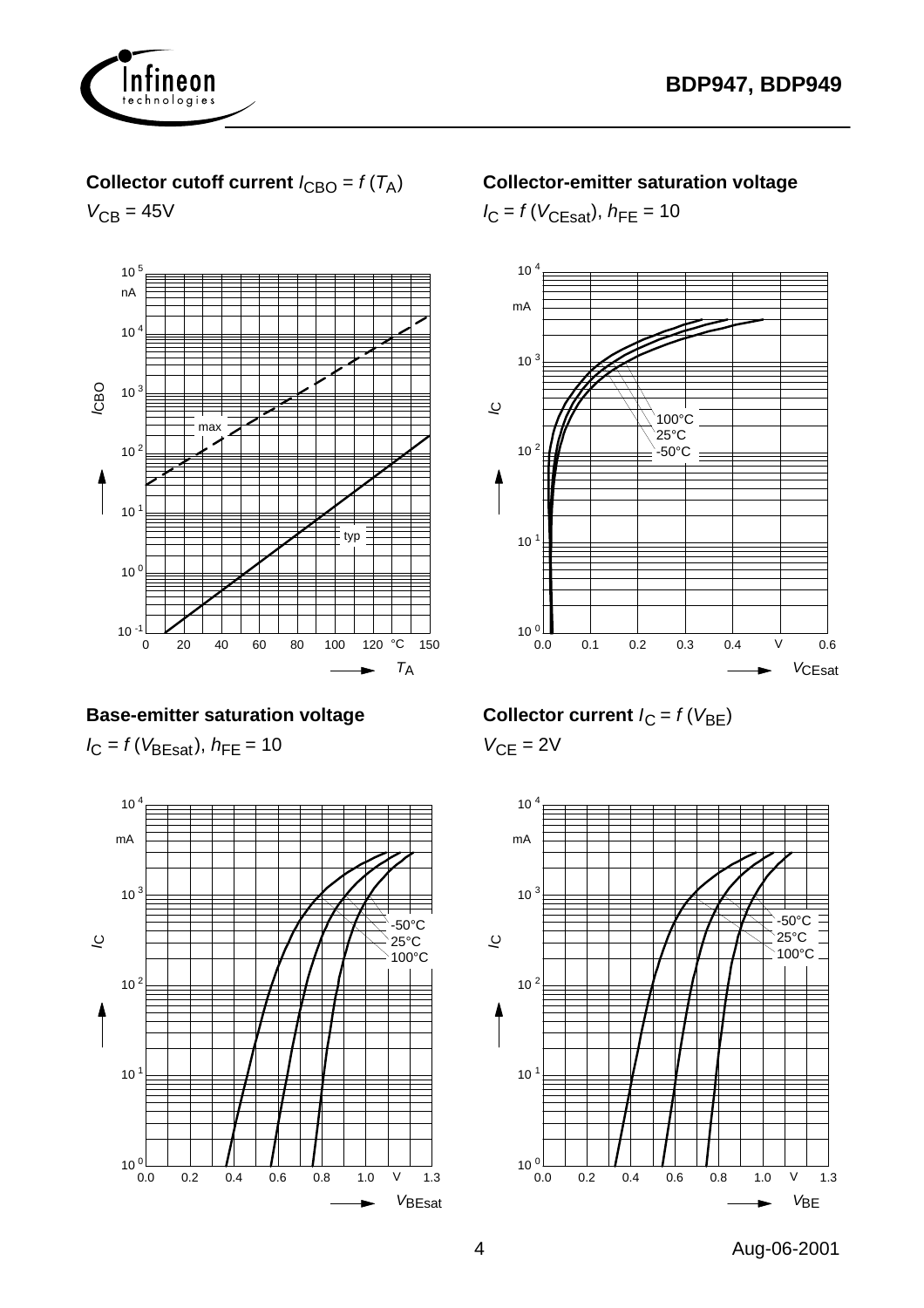**Collector cutoff current $I_{CBO} = f(T_A)$**

$V_{CB}$ = 45V

$10^5$
nA
$10^4$
$10^3$
$10^2$
$10^1$
$10^0$
$10^{-1}$
$I_{CBO}$
max
typ
0 20 40 60 80 100 120 °C 150
$T_A$

**Collector-emitter saturation voltage**

$I_C = f(V_{CEsat})$, $h_{FE}$ = 10

$10^4$
mA
$10^3$
$10^2$
$10^1$
$10^0$
$I_C$
100°C
25°C
-50°C
0.0 0.1 0.2 0.3 0.4 V 0.6
$V_{CEsat}$

**Base-emitter saturation voltage**

$I_C = f(V_{BEsat})$, $h_{FE}$ = 10

$10^4$
mA
$10^3$
$10^2$
$10^1$
$10^0$
$I_C$
-50°C
25°C
100°C
0.0 0.2 0.4 0.6 0.8 1.0 V 1.3
$V_{BEsat}$

**Collector current $I_C = f(V_{BE})$**

$V_{CE}$ = 2V

$10^4$
mA
$10^3$
$10^2$
$10^1$
$10^0$
$I_C$
-50°C
25°C
100°C
0.0 0.2 0.4 0.6 0.8 1.0 V 1.3
$V_{BE}$